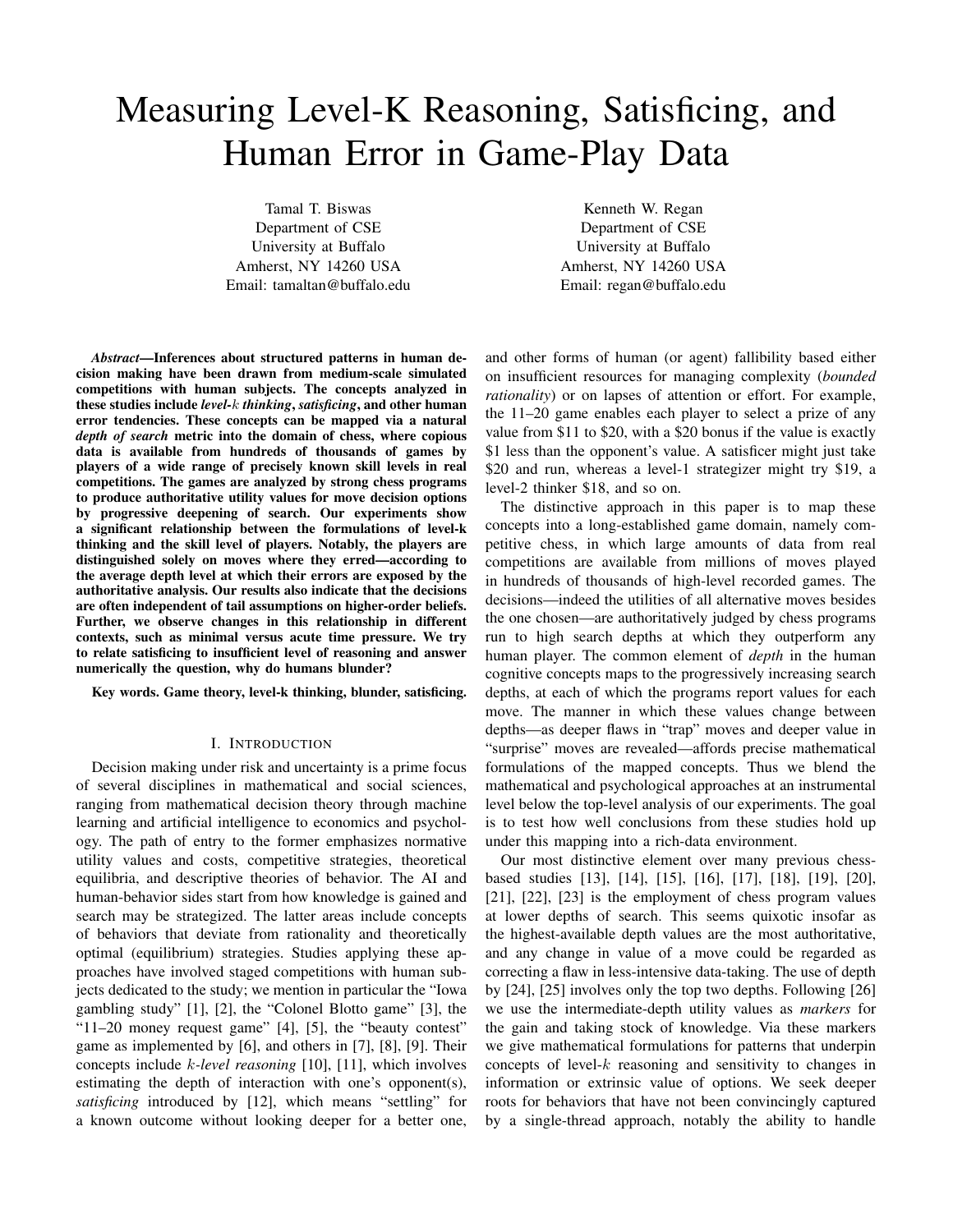# Measuring Level-K Reasoning, Satisficing, and Human Error in Game-Play Data

Tamal T. Biswas
Department of CSE
University at Buffalo
Amherst, NY 14260 USA
Email: tamaltan@buffalo.edu

Kenneth W. Regan
Department of CSE
University at Buffalo
Amherst, NY 14260 USA
Email: regan@buffalo.edu

***Abstract*—Inferences about structured patterns in human decision making have been drawn from medium-scale simulated competitions with human subjects. The concepts analyzed in these studies include *level-$k$ thinking*, *satisficing*, and other human error tendencies. These concepts can be mapped via a natural *depth of search* metric into the domain of chess, where copious data is available from hundreds of thousands of games by players of a wide range of precisely known skill levels in real competitions. The games are analyzed by strong chess programs to produce authoritative utility values for move decision options by progressive deepening of search. Our experiments show a significant relationship between the formulations of level-k thinking and the skill level of players. Notably, the players are distinguished solely on moves where they erred—according to the average depth level at which their errors are exposed by the authoritative analysis. Our results also indicate that the decisions are often independent of tail assumptions on higher-order beliefs. Further, we observe changes in this relationship in different contexts, such as minimal versus acute time pressure. We try to relate satisficing to insufficient level of reasoning and answer numerically the question, why do humans blunder?**

**Key words. Game theory, level-k thinking, blunder, satisficing.**

## I. Introduction

Decision making under risk and uncertainty is a prime focus of several disciplines in mathematical and social sciences, ranging from mathematical decision theory through machine learning and artificial intelligence to economics and psychology. The path of entry to the former emphasizes normative utility values and costs, competitive strategies, theoretical equilibria, and descriptive theories of behavior. The AI and human-behavior sides start from how knowledge is gained and search may be strategized. The latter areas include concepts of behaviors that deviate from rationality and theoretically optimal (equilibrium) strategies. Studies applying these approaches have involved staged competitions with human subjects dedicated to the study; we mention in particular the "Iowa gambling study" [1], [2], the "Colonel Blotto game" [3], the "11–20 money request game" [4], [5], the "beauty contest" game as implemented by [6], and others in [7], [8], [9]. Their concepts include $k$-*level reasoning* [10], [11], which involves estimating the depth of interaction with one's opponent(s), *satisficing* introduced by [12], which means "settling" for a known outcome without looking deeper for a better one, and other forms of human (or agent) fallibility based either on insufficient resources for managing complexity (*bounded rationality*) or on lapses of attention or effort. For example, the 11–20 game enables each player to select a prize of any value from \$11 to \$20, with a \$20 bonus if the value is exactly \$1 less than the opponent's value. A satisficer might just take \$20 and run, whereas a level-1 strategizer might try \$19, a level-2 thinker \$18, and so on.

The distinctive approach in this paper is to map these concepts into a long-established game domain, namely competitive chess, in which large amounts of data from real competitions are available from millions of moves played in hundreds of thousands of high-level recorded games. The decisions—indeed the utilities of all alternative moves besides the one chosen—are authoritatively judged by chess programs run to high search depths at which they outperform any human player. The common element of *depth* in the human cognitive concepts maps to the progressively increasing search depths, at each of which the programs report values for each move. The manner in which these values change between depths—as deeper flaws in "trap" moves and deeper value in "surprise" moves are revealed—affords precise mathematical formulations of the mapped concepts. Thus we blend the mathematical and psychological approaches at an instrumental level below the top-level analysis of our experiments. The goal is to test how well conclusions from these studies hold up under this mapping into a rich-data environment.

Our most distinctive element over many previous chess-based studies [13], [14], [15], [16], [17], [18], [19], [20], [21], [22], [23] is the employment of chess program values at lower depths of search. This seems quixotic insofar as the highest-available depth values are the most authoritative, and any change in value of a move could be regarded as correcting a flaw in less-intensive data-taking. The use of depth by [24], [25] involves only the top two depths. Following [26] we use the intermediate-depth utility values as *markers* for the gain and taking stock of knowledge. Via these markers we give mathematical formulations for patterns that underpin concepts of level-$k$ reasoning and sensitivity to changes in information or extrinsic value of options. We seek deeper roots for behaviors that have not been convincingly captured by a single-thread approach, notably the ability to handle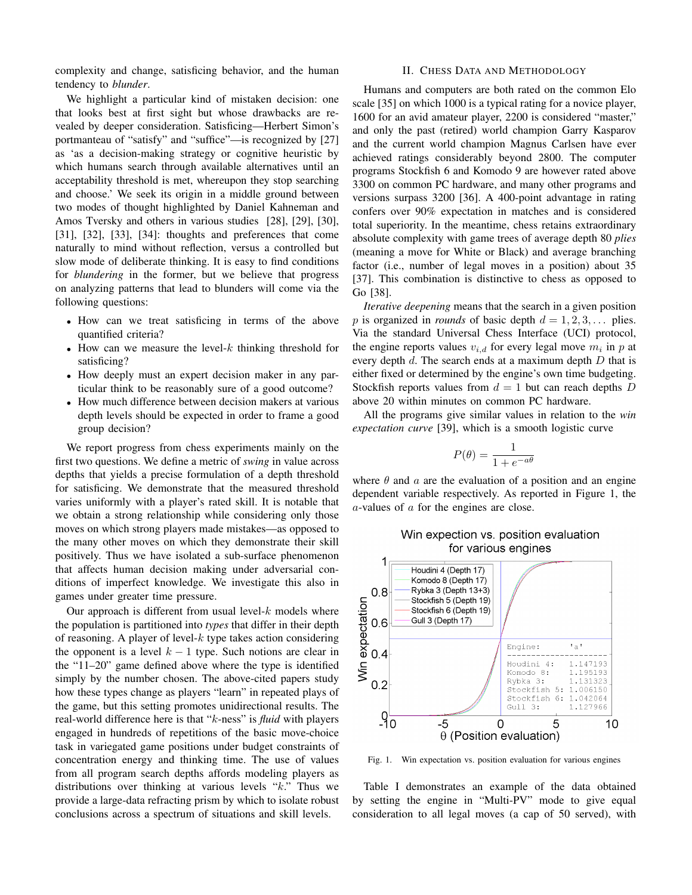complexity and change, satisficing behavior, and the human tendency to *blunder*.

We highlight a particular kind of mistaken decision: one that looks best at first sight but whose drawbacks are revealed by deeper consideration. Satisficing—Herbert Simon's portmanteau of "satisfy" and "suffice"—is recognized by [27] as 'as a decision-making strategy or cognitive heuristic by which humans search through available alternatives until an acceptability threshold is met, whereupon they stop searching and choose.' We seek its origin in a middle ground between two modes of thought highlighted by Daniel Kahneman and Amos Tversky and others in various studies [28], [29], [30], [31], [32], [33], [34]: thoughts and preferences that come naturally to mind without reflection, versus a controlled but slow mode of deliberate thinking. It is easy to find conditions for *blundering* in the former, but we believe that progress on analyzing patterns that lead to blunders will come via the following questions:

- How can we treat satisficing in terms of the above quantified criteria?
- How can we measure the level-$k$ thinking threshold for satisficing?
- How deeply must an expert decision maker in any particular think to be reasonably sure of a good outcome?
- How much difference between decision makers at various depth levels should be expected in order to frame a good group decision?

We report progress from chess experiments mainly on the first two questions. We define a metric of *swing* in value across depths that yields a precise formulation of a depth threshold for satisficing. We demonstrate that the measured threshold varies uniformly with a player's rated skill. It is notable that we obtain a strong relationship while considering only those moves on which strong players made mistakes—as opposed to the many other moves on which they demonstrate their skill positively. Thus we have isolated a sub-surface phenomenon that affects human decision making under adversarial conditions of imperfect knowledge. We investigate this also in games under greater time pressure.

Our approach is different from usual level-$k$ models where the population is partitioned into *types* that differ in their depth of reasoning. A player of level-$k$ type takes action considering the opponent is a level $k-1$ type. Such notions are clear in the "11–20" game defined above where the type is identified simply by the number chosen. The above-cited papers study how these types change as players "learn" in repeated plays of the game, but this setting promotes unidirectional results. The real-world difference here is that "$k$-ness" is *fluid* with players engaged in hundreds of repetitions of the basic move-choice task in variegated game positions under budget constraints of concentration energy and thinking time. The use of values from all program search depths affords modeling players as distributions over thinking at various levels "$k$." Thus we provide a large-data refracting prism by which to isolate robust conclusions across a spectrum of situations and skill levels.

## II. Chess Data and Methodology

Humans and computers are both rated on the common Elo scale [35] on which 1000 is a typical rating for a novice player, 1600 for an avid amateur player, 2200 is considered "master," and only the past (retired) world champion Garry Kasparov and the current world champion Magnus Carlsen have ever achieved ratings considerably beyond 2800. The computer programs Stockfish 6 and Komodo 9 are however rated above 3300 on common PC hardware, and many other programs and versions surpass 3200 [36]. A 400-point advantage in rating confers over 90% expectation in matches and is considered total superiority. In the meantime, chess retains extraordinary absolute complexity with game trees of average depth 80 *plies* (meaning a move for White or Black) and average branching factor (i.e., number of legal moves in a position) about 35 [37]. This combination is distinctive to chess as opposed to Go [38].

*Iterative deepening* means that the search in a given position $p$ is organized in *rounds* of basic depth $d = 1, 2, 3, \ldots$ plies. Via the standard Universal Chess Interface (UCI) protocol, the engine reports values $v_{i,d}$ for every legal move $m_i$ in $p$ at every depth $d$. The search ends at a maximum depth $D$ that is either fixed or determined by the engine's own time budgeting. Stockfish reports values from $d = 1$ but can reach depths $D$ above 20 within minutes on common PC hardware.

All the programs give similar values in relation to the *win expectation curve* [39], which is a smooth logistic curve

$$P(\theta) = \frac{1}{1 + e^{-a\theta}}$$

where $\theta$ and $a$ are the evaluation of a position and an engine dependent variable respectively. As reported in Figure 1, the $a$-values of $a$ for the engines are close.

Win expection vs. position evaluation
for various engines

Houdini 4 (Depth 17)
Komodo 8 (Depth 17)
Rybka 3 (Depth 13+3)
Stockfish 5 (Depth 19)
Stockfish 6 (Depth 19)
Gull 3 (Depth 17)

Engine: 'a'
Houdini 4: 1.147193
Komodo 8: 1.195193
Rybka 3: 1.131323
Stockfish 5: 1.006150
Stockfish 6: 1.042064
Gull 3: 1.127966

Win expectation
θ (Position evaluation)

Fig. 1. Win expectation vs. position evaluation for various engines

Table I demonstrates an example of the data obtained by setting the engine in "Multi-PV" mode to give equal consideration to all legal moves (a cap of 50 served), with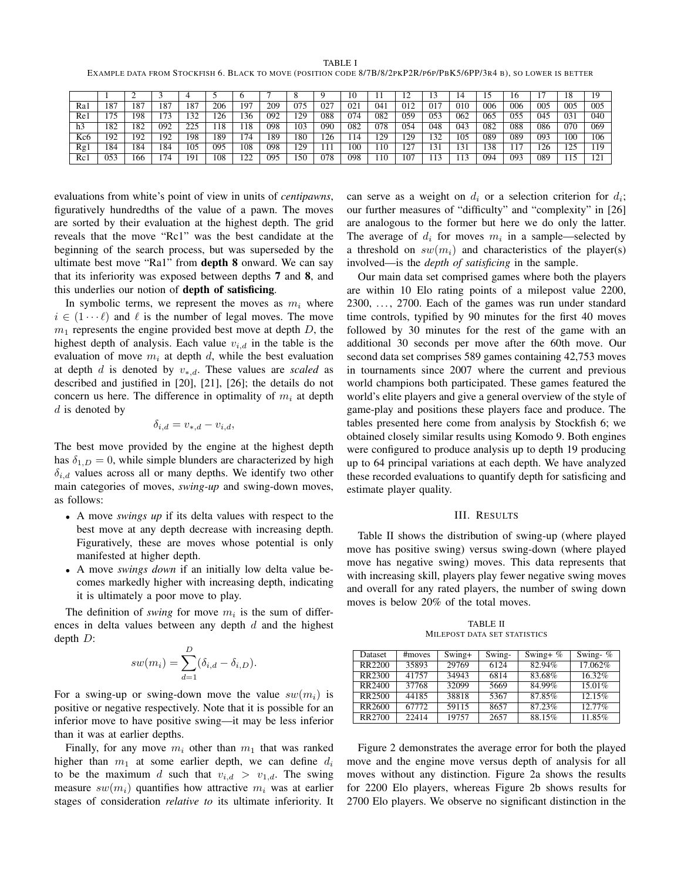TABLE I

EXAMPLE DATA FROM STOCKFISH 6. BLACK TO MOVE (POSITION CODE 8/7B/8/2PKP2R/P6P/PBK5/6PP/3R4 B), SO LOWER IS BETTER

| | 1 | 2 | 3 | 4 | 5 | 6 | 7 | 8 | 9 | 10 | 11 | 12 | 13 | 14 | 15 | 16 | 17 | 18 | 19 |
|---|---|---|---|---|---|---|---|---|---|---|---|---|---|---|---|---|---|---|---|
| Ra1 | 187 | 187 | 187 | 187 | 206 | 197 | 209 | 075 | 027 | 021 | 041 | 012 | 017 | 010 | 006 | 006 | 005 | 005 | 005 |
| Re1 | 175 | 198 | 173 | 132 | 126 | 136 | 092 | 129 | 088 | 074 | 082 | 059 | 053 | 062 | 065 | 055 | 045 | 031 | 040 |
| h3 | 182 | 182 | 092 | 225 | 118 | 118 | 098 | 103 | 090 | 082 | 078 | 054 | 048 | 043 | 082 | 088 | 086 | 070 | 069 |
| Kc6 | 192 | 192 | 192 | 198 | 189 | 174 | 189 | 180 | 126 | 114 | 129 | 129 | 132 | 105 | 089 | 089 | 093 | 100 | 106 |
| Rg1 | 184 | 184 | 184 | 105 | 095 | 108 | 098 | 129 | 111 | 100 | 110 | 127 | 131 | 131 | 138 | 117 | 126 | 125 | 119 |
| Rc1 | 053 | 166 | 174 | 191 | 108 | 122 | 095 | 150 | 078 | 098 | 110 | 107 | 113 | 113 | 094 | 093 | 089 | 115 | 121 |

evaluations from white's point of view in units of *centipawns*, figuratively hundredths of the value of a pawn. The moves are sorted by their evaluation at the highest depth. The grid reveals that the move "Rc1" was the best candidate at the beginning of the search process, but was superseded by the ultimate best move "Ra1" from **depth 8** onward. We can say that its inferiority was exposed between depths **7** and **8**, and this underlies our notion of **depth of satisficing**.

In symbolic terms, we represent the moves as $m_i$ where $i \in (1 \cdots \ell)$ and $\ell$ is the number of legal moves. The move $m_1$ represents the engine provided best move at depth $D$, the highest depth of analysis. Each value $v_{i,d}$ in the table is the evaluation of move $m_i$ at depth $d$, while the best evaluation at depth $d$ is denoted by $v_{*,d}$. These values are *scaled* as described and justified in [20], [21], [26]; the details do not concern us here. The difference in optimality of $m_i$ at depth $d$ is denoted by

$$\delta_{i,d} = v_{*,d} - v_{i,d},$$

The best move provided by the engine at the highest depth has $\delta_{1,D} = 0$, while simple blunders are characterized by high $\delta_{i,d}$ values across all or many depths. We identify two other main categories of moves, *swing-up* and swing-down moves, as follows:

- A move *swings up* if its delta values with respect to the best move at any depth decrease with increasing depth. Figuratively, these are moves whose potential is only manifested at higher depth.
- A move *swings down* if an initially low delta value becomes markedly higher with increasing depth, indicating it is ultimately a poor move to play.

The definition of *swing* for move $m_i$ is the sum of differences in delta values between any depth $d$ and the highest depth $D$:

$$sw(m_i) = \sum_{d=1}^{D} (\delta_{i,d} - \delta_{i,D}).$$

For a swing-up or swing-down move the value $sw(m_i)$ is positive or negative respectively. Note that it is possible for an inferior move to have positive swing—it may be less inferior than it was at earlier depths.

Finally, for any move $m_i$ other than $m_1$ that was ranked higher than $m_1$ at some earlier depth, we can define $d_i$ to be the maximum $d$ such that $v_{i,d} > v_{1,d}$. The swing measure $sw(m_i)$ quantifies how attractive $m_i$ was at earlier stages of consideration *relative to* its ultimate inferiority. It can serve as a weight on $d_i$ or a selection criterion for $d_i$; our further measures of "difficulty" and "complexity" in [26] are analogous to the former but here we do only the latter. The average of $d_i$ for moves $m_i$ in a sample—selected by a threshold on $sw(m_i)$ and characteristics of the player(s) involved—is the *depth of satisficing* in the sample.

Our main data set comprised games where both the players are within 10 Elo rating points of a milepost value 2200, 2300, ..., 2700. Each of the games was run under standard time controls, typified by 90 minutes for the first 40 moves followed by 30 minutes for the rest of the game with an additional 30 seconds per move after the 60th move. Our second data set comprises 589 games containing 42,753 moves in tournaments since 2007 where the current and previous world champions both participated. These games featured the world's elite players and give a general overview of the style of game-play and positions these players face and produce. The tables presented here come from analysis by Stockfish 6; we obtained closely similar results using Komodo 9. Both engines were configured to produce analysis up to depth 19 producing up to 64 principal variations at each depth. We have analyzed these recorded evaluations to quantify depth for satisficing and estimate player quality.

## III. RESULTS

Table II shows the distribution of swing-up (where played move has positive swing) versus swing-down (where played move has negative swing) moves. This data represents that with increasing skill, players play fewer negative swing moves and overall for any rated players, the number of swing down moves is below 20% of the total moves.

TABLE II

MILEPOST DATA SET STATISTICS

| Dataset | #moves | Swing+ | Swing- | Swing+ % | Swing- % |
|---|---|---|---|---|---|
| RR2200 | 35893 | 29769 | 6124 | 82.94% | 17.062% |
| RR2300 | 41757 | 34943 | 6814 | 83.68% | 16.32% |
| RR2400 | 37768 | 32099 | 5669 | 84.99% | 15.01% |
| RR2500 | 44185 | 38818 | 5367 | 87.85% | 12.15% |
| RR2600 | 67772 | 59115 | 8657 | 87.23% | 12.77% |
| RR2700 | 22414 | 19757 | 2657 | 88.15% | 11.85% |

Figure 2 demonstrates the average error for both the played move and the engine move versus depth of analysis for all moves without any distinction. Figure 2a shows the results for 2200 Elo players, whereas Figure 2b shows results for 2700 Elo players. We observe no significant distinction in the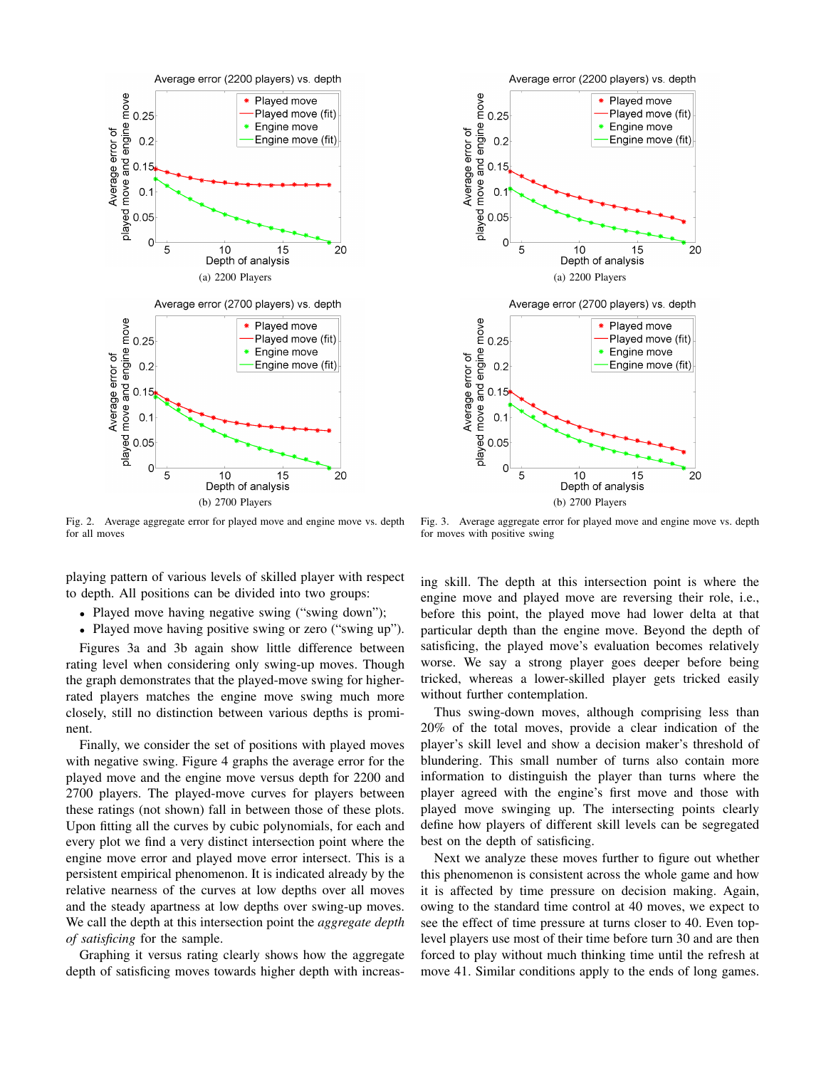Average error (2200 players) vs. depth

Average error of played move and engine move

Played move
Played move (fit)
Engine move
Engine move (fit)

0.25
0.2
0.15
0.1
0.05
0
5
10
15
20

Depth of analysis

(a) 2200 Players

Average error (2700 players) vs. depth

Average error of played move and engine move

Played move
Played move (fit)
Engine move
Engine move (fit)

0.25
0.2
0.15
0.1
0.05
0
5
10
15
20

Depth of analysis

(b) 2700 Players

Fig. 2. Average aggregate error for played move and engine move vs. depth for all moves

Average error (2200 players) vs. depth

Average error of played move and engine move

Played move
Played move (fit)
Engine move
Engine move (fit)

0.25
0.2
0.15
0.1
0.05
0
5
10
15
20

Depth of analysis

(a) 2200 Players

Average error (2700 players) vs. depth

Average error of played move and engine move

Played move
Played move (fit)
Engine move
Engine move (fit)

0.25
0.2
0.15
0.1
0.05
0
5
10
15
20

Depth of analysis

(b) 2700 Players

Fig. 3. Average aggregate error for played move and engine move vs. depth for moves with positive swing

playing pattern of various levels of skilled player with respect to depth. All positions can be divided into two groups:

- Played move having negative swing ("swing down");
- Played move having positive swing or zero ("swing up").

Figures 3a and 3b again show little difference between rating level when considering only swing-up moves. Though the graph demonstrates that the played-move swing for higher-rated players matches the engine move swing much more closely, still no distinction between various depths is prominent.

Finally, we consider the set of positions with played moves with negative swing. Figure 4 graphs the average error for the played move and the engine move versus depth for 2200 and 2700 players. The played-move curves for players between these ratings (not shown) fall in between those of these plots. Upon fitting all the curves by cubic polynomials, for each and every plot we find a very distinct intersection point where the engine move error and played move error intersect. This is a persistent empirical phenomenon. It is indicated already by the relative nearness of the curves at low depths over all moves and the steady apartness at low depths over swing-up moves. We call the depth at this intersection point the *aggregate depth of satisficing* for the sample.

Graphing it versus rating clearly shows how the aggregate depth of satisficing moves towards higher depth with increasing skill. The depth at this intersection point is where the engine move and played move are reversing their role, i.e., before this point, the played move had lower delta at that particular depth than the engine move. Beyond the depth of satisficing, the played move's evaluation becomes relatively worse. We say a strong player goes deeper before being tricked, whereas a lower-skilled player gets tricked easily without further contemplation.

Thus swing-down moves, although comprising less than 20% of the total moves, provide a clear indication of the player's skill level and show a decision maker's threshold of blundering. This small number of turns also contain more information to distinguish the player than turns where the player agreed with the engine's first move and those with played move swinging up. The intersecting points clearly define how players of different skill levels can be segregated best on the depth of satisficing.

Next we analyze these moves further to figure out whether this phenomenon is consistent across the whole game and how it is affected by time pressure on decision making. Again, owing to the standard time control at 40 moves, we expect to see the effect of time pressure at turns closer to 40. Even top-level players use most of their time before turn 30 and are then forced to play without much thinking time until the refresh at move 41. Similar conditions apply to the ends of long games.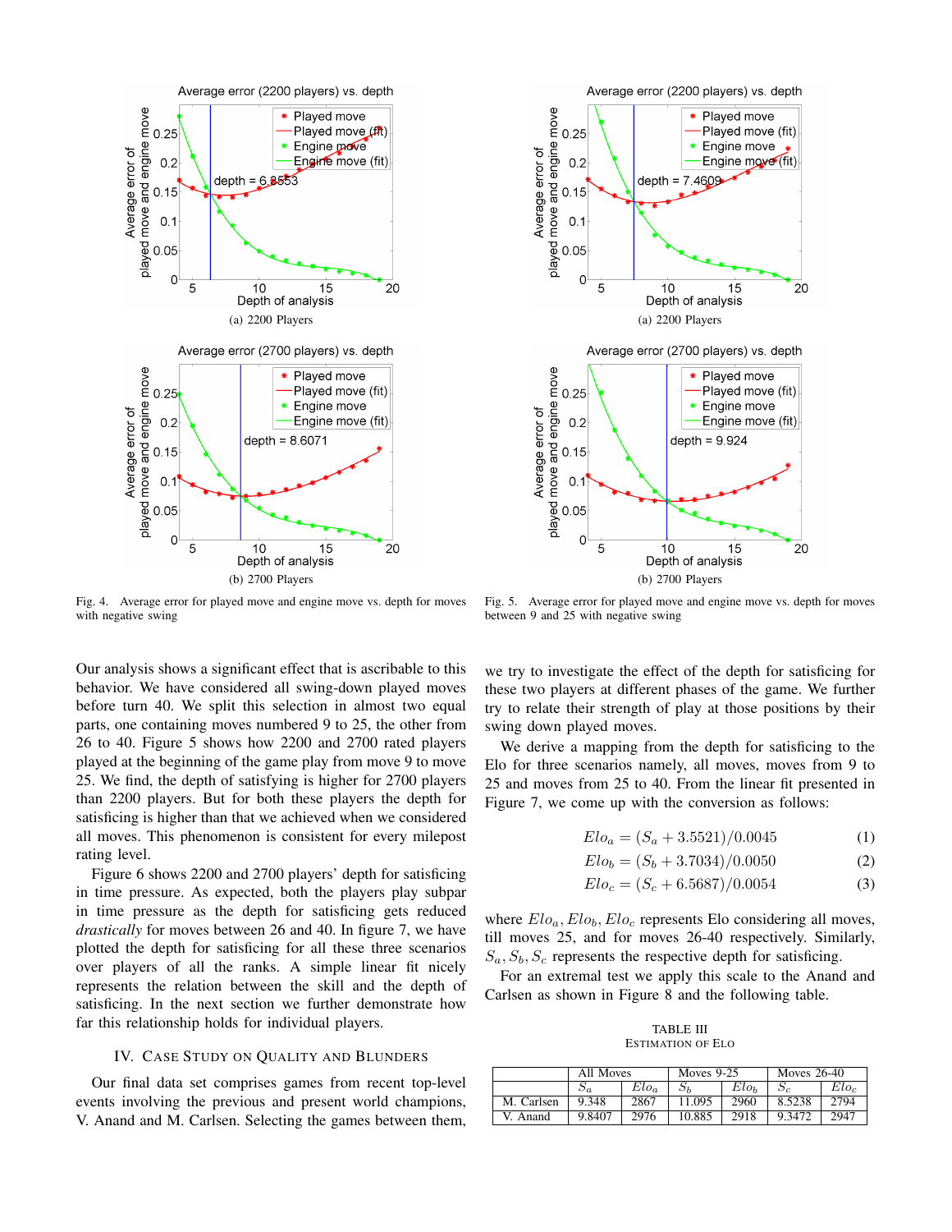Fig. 4. Average error for played move and engine move vs. depth for moves with negative swing

Fig. 5. Average error for played move and engine move vs. depth for moves between 9 and 25 with negative swing

Our analysis shows a significant effect that is ascribable to this behavior. We have considered all swing-down played moves before turn 40. We split this selection in almost two equal parts, one containing moves numbered 9 to 25, the other from 26 to 40. Figure 5 shows how 2200 and 2700 rated players played at the beginning of the game play from move 9 to move 25. We find, the depth of satisfying is higher for 2700 players than 2200 players. But for both these players the depth for satisficing is higher than that we achieved when we considered all moves. This phenomenon is consistent for every milepost rating level.

Figure 6 shows 2200 and 2700 players' depth for satisficing in time pressure. As expected, both the players play subpar in time pressure as the depth for satisficing gets reduced *drastically* for moves between 26 and 40. In figure 7, we have plotted the depth for satisficing for all these three scenarios over players of all the ranks. A simple linear fit nicely represents the relation between the skill and the depth of satisficing. In the next section we further demonstrate how far this relationship holds for individual players.

## IV. Case Study on Quality and Blunders

Our final data set comprises games from recent top-level events involving the previous and present world champions, V. Anand and M. Carlsen. Selecting the games between them, we try to investigate the effect of the depth for satisficing for these two players at different phases of the game. We further try to relate their strength of play at those positions by their swing down played moves.

We derive a mapping from the depth for satisficing to the Elo for three scenarios namely, all moves, moves from 9 to 25 and moves from 25 to 40. From the linear fit presented in Figure 7, we come up with the conversion as follows:

$$Elo_a = (S_a + 3.5521)/0.0045 \quad (1)$$

$$Elo_b = (S_b + 3.7034)/0.0050 \quad (2)$$

$$Elo_c = (S_c + 6.5687)/0.0054 \quad (3)$$

where $Elo_a, Elo_b, Elo_c$ represents Elo considering all moves, till moves 25, and for moves 26-40 respectively. Similarly, $S_a, S_b, S_c$ represents the respective depth for satisficing.

For an extremal test we apply this scale to the Anand and Carlsen as shown in Figure 8 and the following table.

TABLE III
Estimation of Elo

| | All Moves | | Moves 9-25 | | Moves 26-40 | |
|---|---|---|---|---|---|---|
| | $S_a$ | $Elo_a$ | $S_b$ | $Elo_b$ | $S_c$ | $Elo_c$ |
| M. Carlsen | 9.348 | 2867 | 11.095 | 2960 | 8.5238 | 2794 |
| V. Anand | 9.8407 | 2976 | 10.885 | 2918 | 9.3472 | 2947 |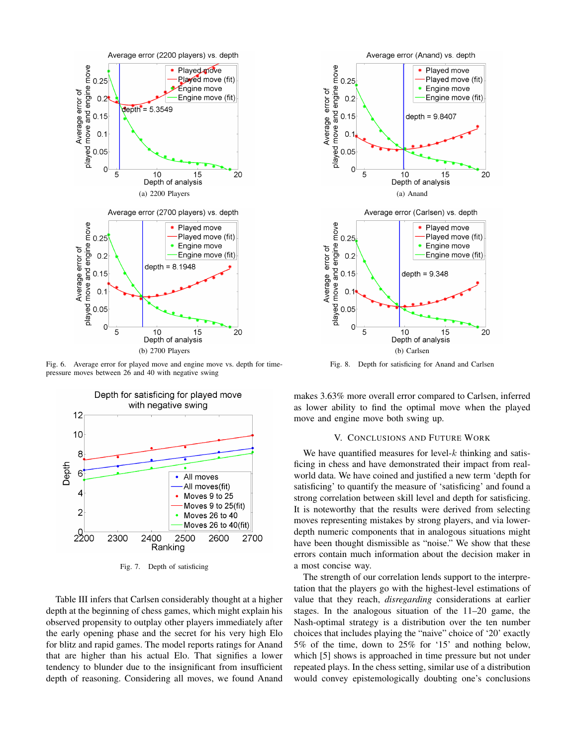Fig. 6. Average error for played move and engine move vs. depth for time-pressure moves between 26 and 40 with negative swing

Fig. 7. Depth of satisficing

Table III infers that Carlsen considerably thought at a higher depth at the beginning of chess games, which might explain his observed propensity to outplay other players immediately after the early opening phase and the secret for his very high Elo for blitz and rapid games. The model reports ratings for Anand that are higher than his actual Elo. That signifies a lower tendency to blunder due to the insignificant from insufficient depth of reasoning. Considering all moves, we found Anand makes 3.63% more overall error compared to Carlsen, inferred as lower ability to find the optimal move when the played move and engine move both swing up.

Fig. 8. Depth for satisficing for Anand and Carlsen

## V. Conclusions and Future Work

We have quantified measures for level-$k$ thinking and satisficing in chess and have demonstrated their impact from real-world data. We have coined and justified a new term 'depth for satisficing' to quantify the measure of 'satisficing' and found a strong correlation between skill level and depth for satisficing. It is noteworthy that the results were derived from selecting moves representing mistakes by strong players, and via lower-depth numeric components that in analogous situations might have been thought dismissible as "noise." We show that these errors contain much information about the decision maker in a most concise way.

The strength of our correlation lends support to the interpretation that the players go with the highest-level estimations of value that they reach, *disregarding* considerations at earlier stages. In the analogous situation of the 11–20 game, the Nash-optimal strategy is a distribution over the ten number choices that includes playing the "naive" choice of '20' exactly 5% of the time, down to 25% for '15' and nothing below, which [5] shows is approached in time pressure but not under repeated plays. In the chess setting, similar use of a distribution would convey epistemologically doubting one's conclusions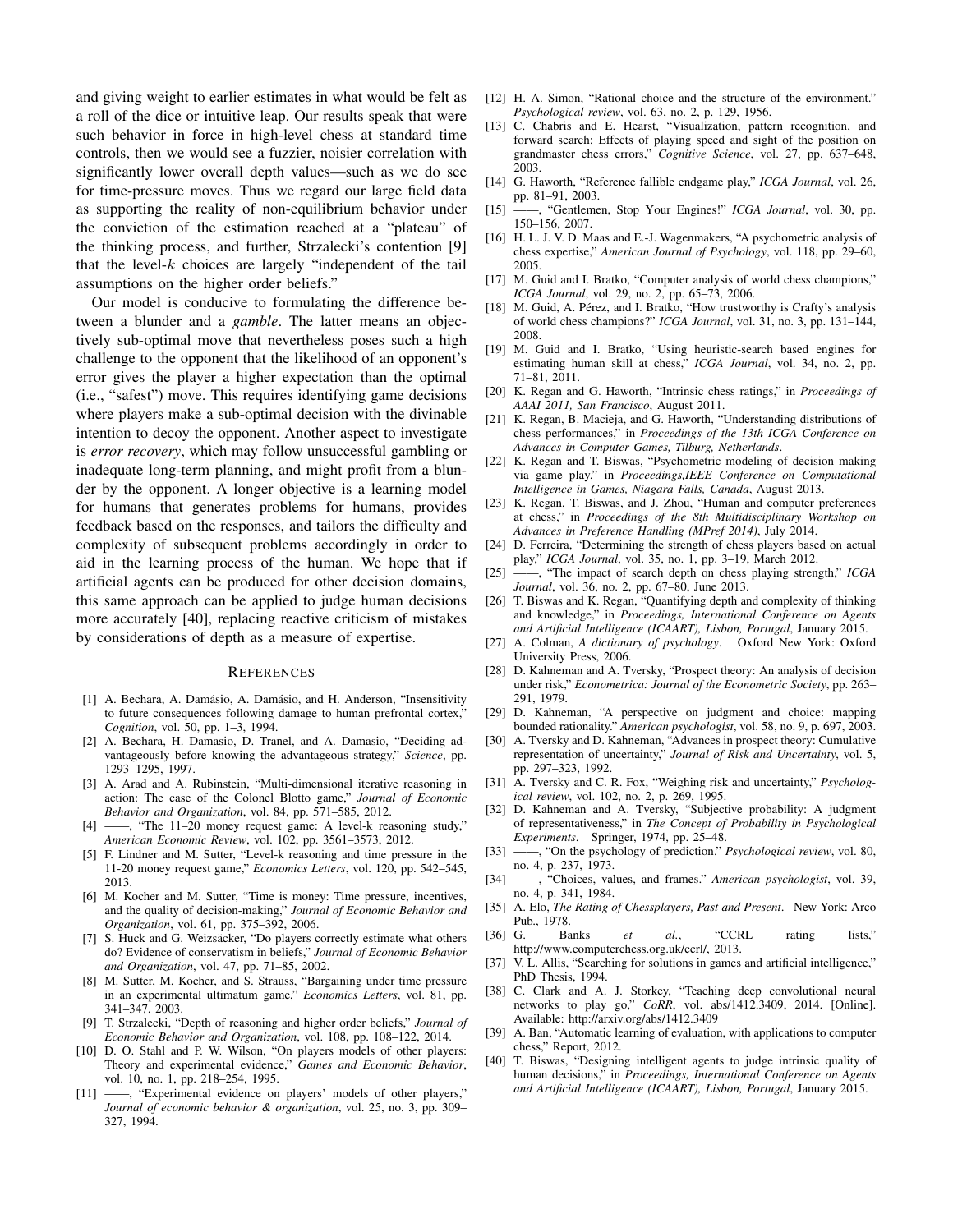and giving weight to earlier estimates in what would be felt as a roll of the dice or intuitive leap. Our results speak that were such behavior in force in high-level chess at standard time controls, then we would see a fuzzier, noisier correlation with significantly lower overall depth values—such as we do see for time-pressure moves. Thus we regard our large field data as supporting the reality of non-equilibrium behavior under the conviction of the estimation reached at a "plateau" of the thinking process, and further, Strzalecki's contention [9] that the level-$k$ choices are largely "independent of the tail assumptions on the higher order beliefs."

Our model is conducive to formulating the difference between a blunder and a *gamble*. The latter means an objectively sub-optimal move that nevertheless poses such a high challenge to the opponent that the likelihood of an opponent's error gives the player a higher expectation than the optimal (i.e., "safest") move. This requires identifying game decisions where players make a sub-optimal decision with the divinable intention to decoy the opponent. Another aspect to investigate is *error recovery*, which may follow unsuccessful gambling or inadequate long-term planning, and might profit from a blunder by the opponent. A longer objective is a learning model for humans that generates problems for humans, provides feedback based on the responses, and tailors the difficulty and complexity of subsequent problems accordingly in order to aid in the learning process of the human. We hope that if artificial agents can be produced for other decision domains, this same approach can be applied to judge human decisions more accurately [40], replacing reactive criticism of mistakes by considerations of depth as a measure of expertise.

## References

[1] A. Bechara, A. Damásio, A. Damásio, and H. Anderson, "Insensitivity to future consequences following damage to human prefrontal cortex," *Cognition*, vol. 50, pp. 1–3, 1994.

[2] A. Bechara, H. Damasio, D. Tranel, and A. Damasio, "Deciding advantageously before knowing the advantageous strategy," *Science*, pp. 1293–1295, 1997.

[3] A. Arad and A. Rubinstein, "Multi-dimensional iterative reasoning in action: The case of the Colonel Blotto game," *Journal of Economic Behavior and Organization*, vol. 84, pp. 571–585, 2012.

[4] ——, "The 11–20 money request game: A level-k reasoning study," *American Economic Review*, vol. 102, pp. 3561–3573, 2012.

[5] F. Lindner and M. Sutter, "Level-k reasoning and time pressure in the 11-20 money request game," *Economics Letters*, vol. 120, pp. 542–545, 2013.

[6] M. Kocher and M. Sutter, "Time is money: Time pressure, incentives, and the quality of decision-making," *Journal of Economic Behavior and Organization*, vol. 61, pp. 375–392, 2006.

[7] S. Huck and G. Weizsäcker, "Do players correctly estimate what others do? Evidence of conservatism in beliefs," *Journal of Economic Behavior and Organization*, vol. 47, pp. 71–85, 2002.

[8] M. Sutter, M. Kocher, and S. Strauss, "Bargaining under time pressure in an experimental ultimatum game," *Economics Letters*, vol. 81, pp. 341–347, 2003.

[9] T. Strzalecki, "Depth of reasoning and higher order beliefs," *Journal of Economic Behavior and Organization*, vol. 108, pp. 108–122, 2014.

[10] D. O. Stahl and P. W. Wilson, "On players models of other players: Theory and experimental evidence," *Games and Economic Behavior*, vol. 10, no. 1, pp. 218–254, 1995.

[11] ——, "Experimental evidence on players' models of other players," *Journal of economic behavior & organization*, vol. 25, no. 3, pp. 309–327, 1994.

[12] H. A. Simon, "Rational choice and the structure of the environment." *Psychological review*, vol. 63, no. 2, p. 129, 1956.

[13] C. Chabris and E. Hearst, "Visualization, pattern recognition, and forward search: Effects of playing speed and sight of the position on grandmaster chess errors," *Cognitive Science*, vol. 27, pp. 637–648, 2003.

[14] G. Haworth, "Reference fallible endgame play," *ICGA Journal*, vol. 26, pp. 81–91, 2003.

[15] ——, "Gentlemen, Stop Your Engines!" *ICGA Journal*, vol. 30, pp. 150–156, 2007.

[16] H. L. J. V. D. Maas and E.-J. Wagenmakers, "A psychometric analysis of chess expertise," *American Journal of Psychology*, vol. 118, pp. 29–60, 2005.

[17] M. Guid and I. Bratko, "Computer analysis of world chess champions," *ICGA Journal*, vol. 29, no. 2, pp. 65–73, 2006.

[18] M. Guid, A. Pérez, and I. Bratko, "How trustworthy is Crafty's analysis of world chess champions?" *ICGA Journal*, vol. 31, no. 3, pp. 131–144, 2008.

[19] M. Guid and I. Bratko, "Using heuristic-search based engines for estimating human skill at chess," *ICGA Journal*, vol. 34, no. 2, pp. 71–81, 2011.

[20] K. Regan and G. Haworth, "Intrinsic chess ratings," in *Proceedings of AAAI 2011, San Francisco*, August 2011.

[21] K. Regan, B. Macieja, and G. Haworth, "Understanding distributions of chess performances," in *Proceedings of the 13th ICGA Conference on Advances in Computer Games, Tilburg, Netherlands*.

[22] K. Regan and T. Biswas, "Psychometric modeling of decision making via game play," in *Proceedings,IEEE Conference on Computational Intelligence in Games, Niagara Falls, Canada*, August 2013.

[23] K. Regan, T. Biswas, and J. Zhou, "Human and computer preferences at chess," in *Proceedings of the 8th Multidisciplinary Workshop on Advances in Preference Handling (MPref 2014)*, July 2014.

[24] D. Ferreira, "Determining the strength of chess players based on actual play," *ICGA Journal*, vol. 35, no. 1, pp. 3–19, March 2012.

[25] ——, "The impact of search depth on chess playing strength," *ICGA Journal*, vol. 36, no. 2, pp. 67–80, June 2013.

[26] T. Biswas and K. Regan, "Quantifying depth and complexity of thinking and knowledge," in *Proceedings, International Conference on Agents and Artificial Intelligence (ICAART), Lisbon, Portugal*, January 2015.

[27] A. Colman, *A dictionary of psychology*. Oxford New York: Oxford University Press, 2006.

[28] D. Kahneman and A. Tversky, "Prospect theory: An analysis of decision under risk," *Econometrica: Journal of the Econometric Society*, pp. 263–291, 1979.

[29] D. Kahneman, "A perspective on judgment and choice: mapping bounded rationality." *American psychologist*, vol. 58, no. 9, p. 697, 2003.

[30] A. Tversky and D. Kahneman, "Advances in prospect theory: Cumulative representation of uncertainty," *Journal of Risk and Uncertainty*, vol. 5, pp. 297–323, 1992.

[31] A. Tversky and C. R. Fox, "Weighing risk and uncertainty," *Psychological review*, vol. 102, no. 2, p. 269, 1995.

[32] D. Kahneman and A. Tversky, "Subjective probability: A judgment of representativeness," in *The Concept of Probability in Psychological Experiments*. Springer, 1974, pp. 25–48.

[33] ——, "On the psychology of prediction." *Psychological review*, vol. 80, no. 4, p. 237, 1973.

[34] ——, "Choices, values, and frames." *American psychologist*, vol. 39, no. 4, p. 341, 1984.

[35] A. Elo, *The Rating of Chessplayers, Past and Present*. New York: Arco Pub., 1978.

[36] G. Banks *et al.*, "CCRL rating lists," http://www.computerchess.org.uk/ccrl/, 2013.

[37] V. L. Allis, "Searching for solutions in games and artificial intelligence," PhD Thesis, 1994.

[38] C. Clark and A. J. Storkey, "Teaching deep convolutional neural networks to play go," *CoRR*, vol. abs/1412.3409, 2014. [Online]. Available: http://arxiv.org/abs/1412.3409

[39] A. Ban, "Automatic learning of evaluation, with applications to computer chess," Report, 2012.

[40] T. Biswas, "Designing intelligent agents to judge intrinsic quality of human decisions," in *Proceedings, International Conference on Agents and Artificial Intelligence (ICAART), Lisbon, Portugal*, January 2015.